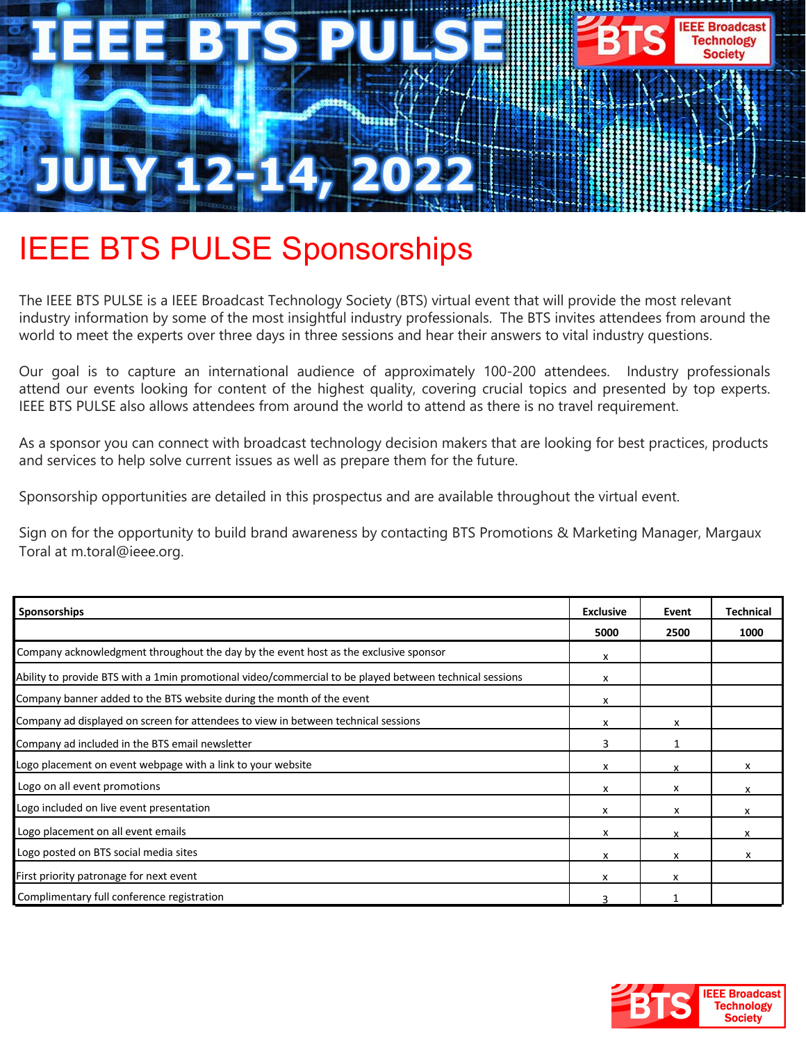# IEEE BTS PULSE

**JULY 12-14, 2022**

IEEE Broadcast Technology Society

## IEEE BTS PULSE Sponsorships

The IEEE BTS PULSE is a IEEE Broadcast Technology Society (BTS) virtual event that will provide the most relevant industry information by some of the most insightful industry professionals. The BTS invites attendees from around the world to meet the experts over three days in three sessions and hear their answers to vital industry questions.

Our goal is to capture an international audience of approximately 100-200 attendees. Industry professionals attend our events looking for content of the highest quality, covering crucial topics and presented by top experts. IEEE BTS PULSE also allows attendees from around the world to attend as there is no travel requirement.

As a sponsor you can connect with broadcast technology decision makers that are looking for best practices, products and services to help solve current issues as well as prepare them for the future.

Sponsorship opportunities are detailed in this prospectus and are available throughout the virtual event.

Sign on for the opportunity to build brand awareness by contacting BTS Promotions & Marketing Manager, Margaux Toral at m.toral@ieee.org.

| **Sponsorships** | **Exclusive** | **Event** | **Technical** |
|---|---|---|---|
| | **5000** | **2500** | **1000** |
| Company acknowledgment throughout the day by the event host as the exclusive sponsor | x | | |
| Ability to provide BTS with a 1min promotional video/commercial to be played between technical sessions | x | | |
| Company banner added to the BTS website during the month of the event | x | | |
| Company ad displayed on screen for attendees to view in between technical sessions | x | x | |
| Company ad included in the BTS email newsletter | 3 | 1 | |
| Logo placement on event webpage with a link to your website | x | x | x |
| Logo on all event promotions | x | x | x |
| Logo included on live event presentation | x | x | x |
| Logo placement on all event emails | x | x | x |
| Logo posted on BTS social media sites | x | x | x |
| First priority patronage for next event | x | x | |
| Complimentary full conference registration | 3 | 1 | |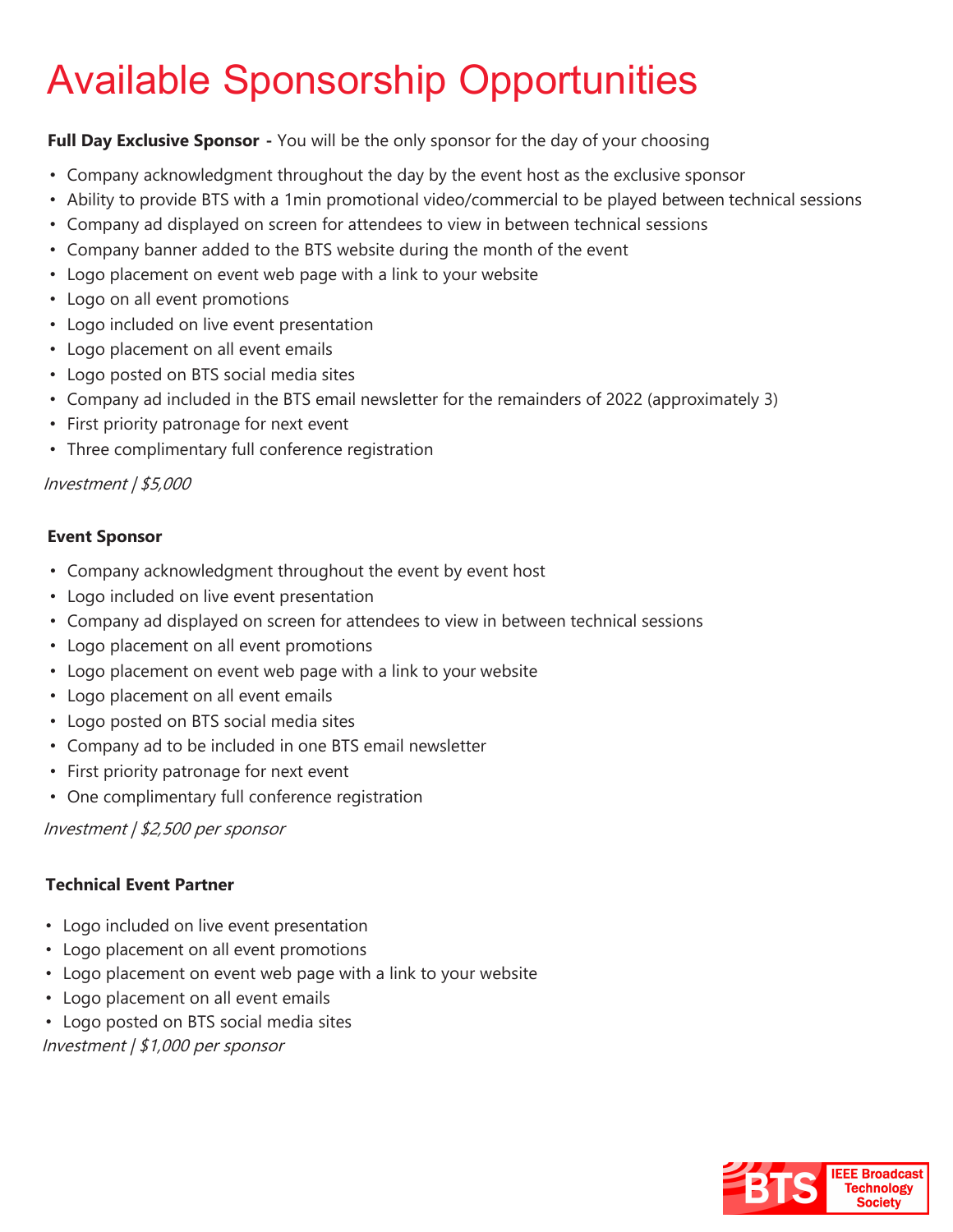# Available Sponsorship Opportunities

**Full Day Exclusive Sponsor -** You will be the only sponsor for the day of your choosing

- Company acknowledgment throughout the day by the event host as the exclusive sponsor
- Ability to provide BTS with a 1min promotional video/commercial to be played between technical sessions
- Company ad displayed on screen for attendees to view in between technical sessions
- Company banner added to the BTS website during the month of the event
- Logo placement on event web page with a link to your website
- Logo on all event promotions
- Logo included on live event presentation
- Logo placement on all event emails
- Logo posted on BTS social media sites
- Company ad included in the BTS email newsletter for the remainders of 2022 (approximately 3)
- First priority patronage for next event
- Three complimentary full conference registration

*Investment | $5,000*

**Event Sponsor**

- Company acknowledgment throughout the event by event host
- Logo included on live event presentation
- Company ad displayed on screen for attendees to view in between technical sessions
- Logo placement on all event promotions
- Logo placement on event web page with a link to your website
- Logo placement on all event emails
- Logo posted on BTS social media sites
- Company ad to be included in one BTS email newsletter
- First priority patronage for next event
- One complimentary full conference registration

*Investment | $2,500 per sponsor*

**Technical Event Partner**

- Logo included on live event presentation
- Logo placement on all event promotions
- Logo placement on event web page with a link to your website
- Logo placement on all event emails
- Logo posted on BTS social media sites

*Investment | $1,000 per sponsor*

BTS IEEE Broadcast Technology Society